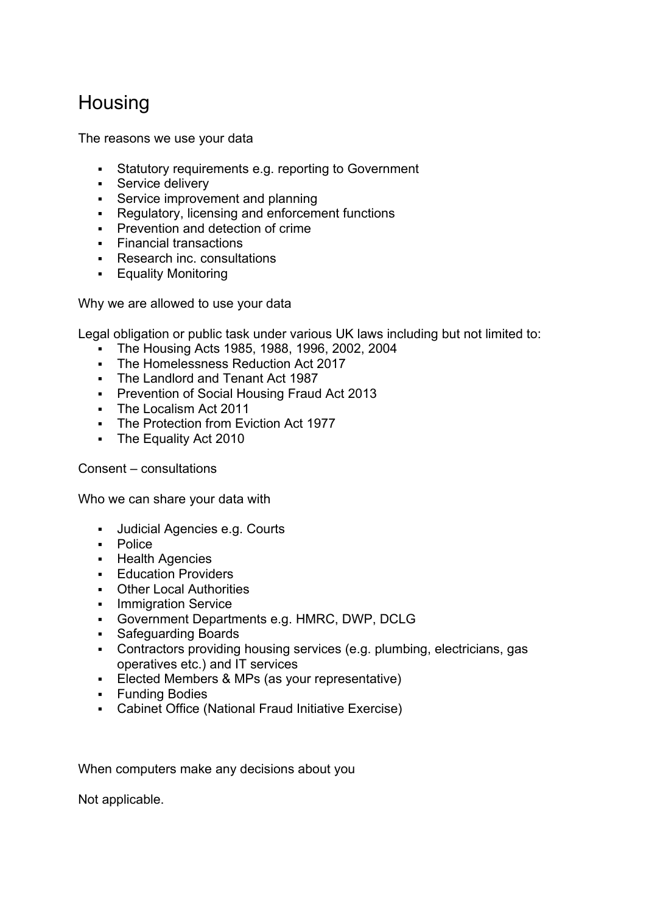# Housing

The reasons we use your data

- Statutory requirements e.g. reporting to Government
- Service delivery
- Service improvement and planning
- Regulatory, licensing and enforcement functions
- Prevention and detection of crime
- Financial transactions
- Research inc. consultations
- Equality Monitoring

Why we are allowed to use your data

Legal obligation or public task under various UK laws including but not limited to:

- The Housing Acts 1985, 1988, 1996, 2002, 2004
- The Homelessness Reduction Act 2017
- The Landlord and Tenant Act 1987
- Prevention of Social Housing Fraud Act 2013
- The Localism Act 2011
- The Protection from Eviction Act 1977
- The Equality Act 2010

Consent – consultations

Who we can share your data with

- Judicial Agencies e.g. Courts
- Police
- Health Agencies
- Education Providers
- Other Local Authorities
- Immigration Service
- Government Departments e.g. HMRC, DWP, DCLG
- Safeguarding Boards
- Contractors providing housing services (e.g. plumbing, electricians, gas operatives etc.) and IT services
- Elected Members & MPs (as your representative)
- Funding Bodies
- Cabinet Office (National Fraud Initiative Exercise)

When computers make any decisions about you

Not applicable.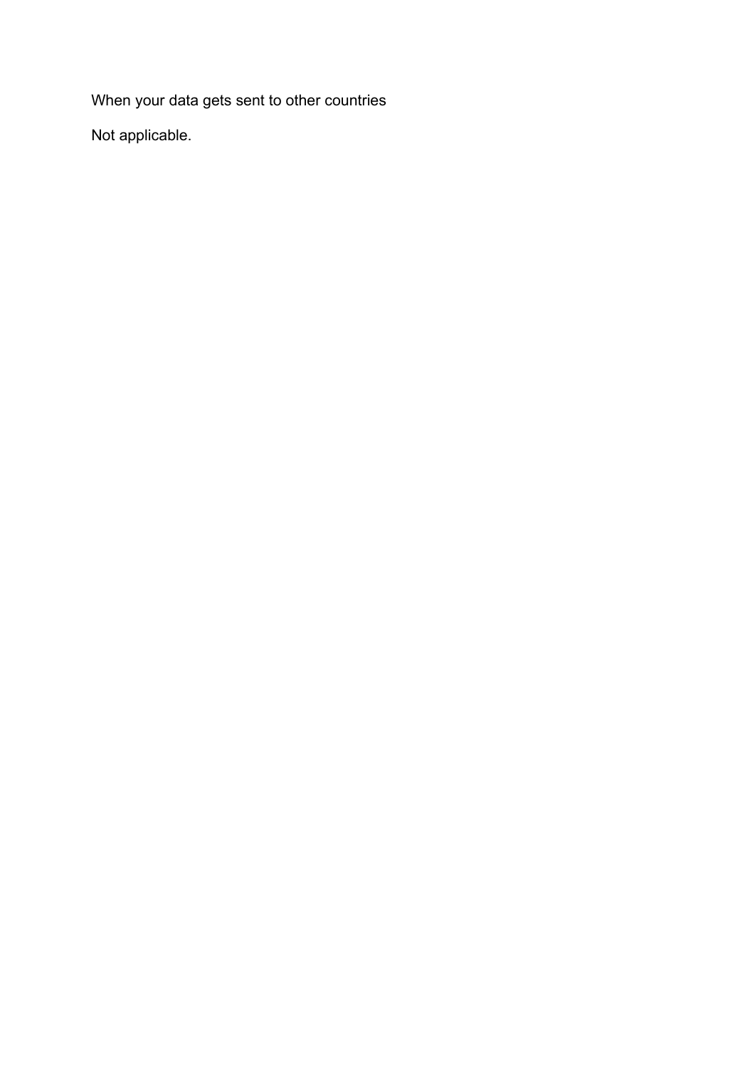When your data gets sent to other countries

Not applicable.